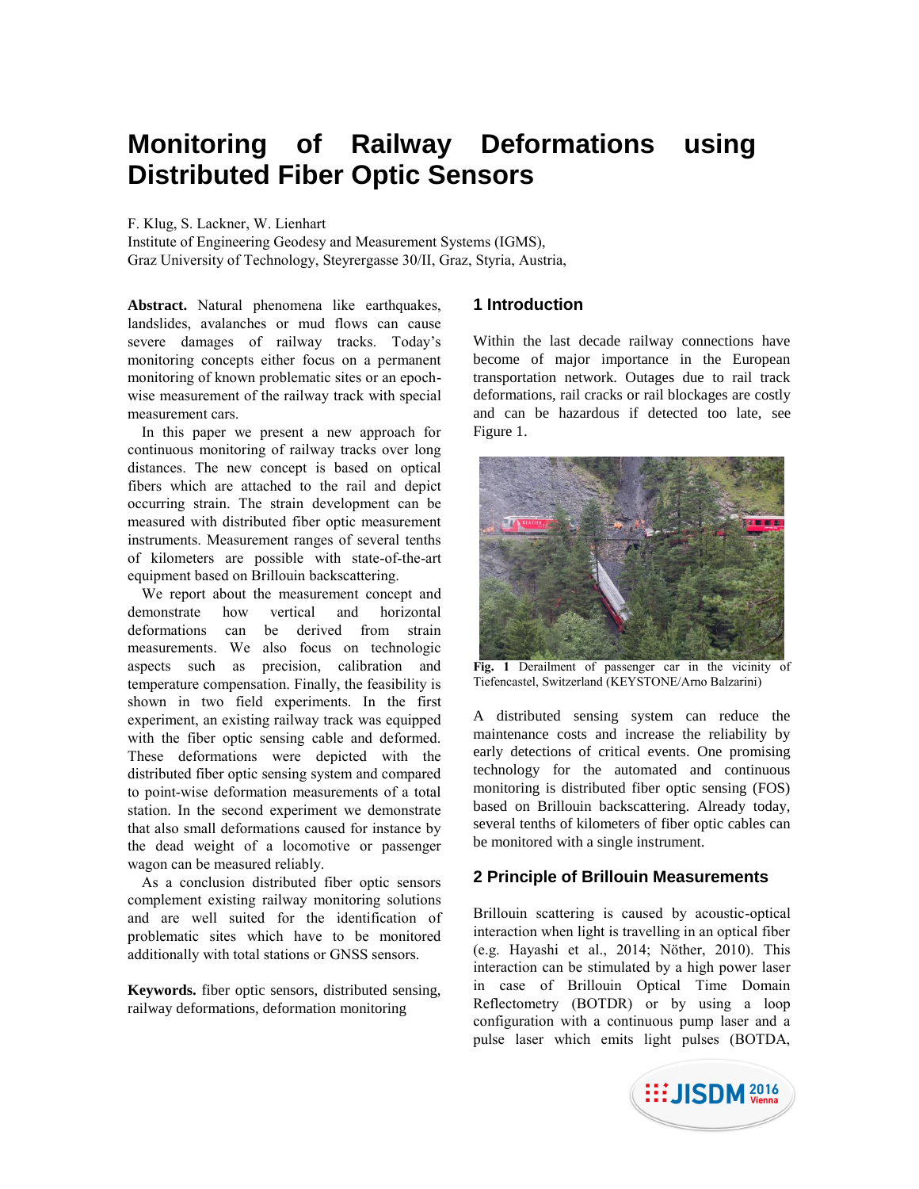# Monitoring of Railway Deformations using Distributed Fiber Optic Sensors

F. Klug, S. Lackner, W. Lienhart
Institute of Engineering Geodesy and Measurement Systems (IGMS),
Graz University of Technology, Steyrergasse 30/II, Graz, Styria, Austria,

**Abstract.** Natural phenomena like earthquakes, landslides, avalanches or mud flows can cause severe damages of railway tracks. Today's monitoring concepts either focus on a permanent monitoring of known problematic sites or an epoch-wise measurement of the railway track with special measurement cars.

In this paper we present a new approach for continuous monitoring of railway tracks over long distances. The new concept is based on optical fibers which are attached to the rail and depict occurring strain. The strain development can be measured with distributed fiber optic measurement instruments. Measurement ranges of several tenths of kilometers are possible with state-of-the-art equipment based on Brillouin backscattering.

We report about the measurement concept and demonstrate how vertical and horizontal deformations can be derived from strain measurements. We also focus on technologic aspects such as precision, calibration and temperature compensation. Finally, the feasibility is shown in two field experiments. In the first experiment, an existing railway track was equipped with the fiber optic sensing cable and deformed. These deformations were depicted with the distributed fiber optic sensing system and compared to point-wise deformation measurements of a total station. In the second experiment we demonstrate that also small deformations caused for instance by the dead weight of a locomotive or passenger wagon can be measured reliably.

As a conclusion distributed fiber optic sensors complement existing railway monitoring solutions and are well suited for the identification of problematic sites which have to be monitored additionally with total stations or GNSS sensors.

**Keywords.** fiber optic sensors, distributed sensing, railway deformations, deformation monitoring

## 1 Introduction

Within the last decade railway connections have become of major importance in the European transportation network. Outages due to rail track deformations, rail cracks or rail blockages are costly and can be hazardous if detected too late, see Figure 1.

**Fig. 1** Derailment of passenger car in the vicinity of Tiefencastel, Switzerland (KEYSTONE/Arno Balzarini)

A distributed sensing system can reduce the maintenance costs and increase the reliability by early detections of critical events. One promising technology for the automated and continuous monitoring is distributed fiber optic sensing (FOS) based on Brillouin backscattering. Already today, several tenths of kilometers of fiber optic cables can be monitored with a single instrument.

## 2 Principle of Brillouin Measurements

Brillouin scattering is caused by acoustic-optical interaction when light is travelling in an optical fiber (e.g. Hayashi et al., 2014; Nöther, 2010). This interaction can be stimulated by a high power laser in case of Brillouin Optical Time Domain Reflectometry (BOTDR) or by using a loop configuration with a continuous pump laser and a pulse laser which emits light pulses (BOTDA,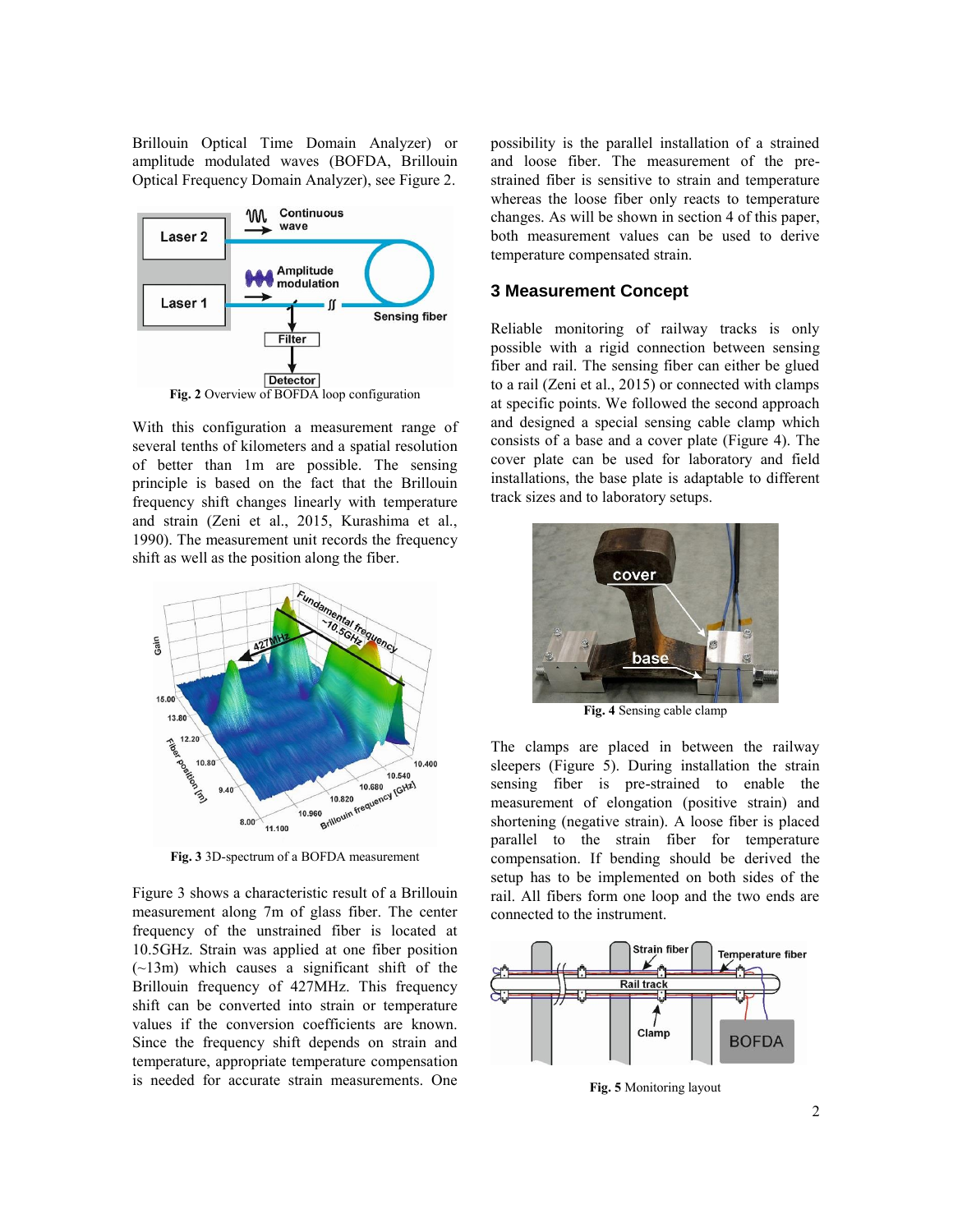Brillouin Optical Time Domain Analyzer) or amplitude modulated waves (BOFDA, Brillouin Optical Frequency Domain Analyzer), see Figure 2.

**Fig. 2** Overview of BOFDA loop configuration

With this configuration a measurement range of several tenths of kilometers and a spatial resolution of better than 1m are possible. The sensing principle is based on the fact that the Brillouin frequency shift changes linearly with temperature and strain (Zeni et al., 2015, Kurashima et al., 1990). The measurement unit records the frequency shift as well as the position along the fiber.

**Fig. 3** 3D-spectrum of a BOFDA measurement

Figure 3 shows a characteristic result of a Brillouin measurement along 7m of glass fiber. The center frequency of the unstrained fiber is located at 10.5GHz. Strain was applied at one fiber position (~13m) which causes a significant shift of the Brillouin frequency of 427MHz. This frequency shift can be converted into strain or temperature values if the conversion coefficients are known. Since the frequency shift depends on strain and temperature, appropriate temperature compensation is needed for accurate strain measurements. One possibility is the parallel installation of a strained and loose fiber. The measurement of the pre-strained fiber is sensitive to strain and temperature whereas the loose fiber only reacts to temperature changes. As will be shown in section 4 of this paper, both measurement values can be used to derive temperature compensated strain.

## 3 Measurement Concept

Reliable monitoring of railway tracks is only possible with a rigid connection between sensing fiber and rail. The sensing fiber can either be glued to a rail (Zeni et al., 2015) or connected with clamps at specific points. We followed the second approach and designed a special sensing cable clamp which consists of a base and a cover plate (Figure 4). The cover plate can be used for laboratory and field installations, the base plate is adaptable to different track sizes and to laboratory setups.

**Fig. 4** Sensing cable clamp

The clamps are placed in between the railway sleepers (Figure 5). During installation the strain sensing fiber is pre-strained to enable the measurement of elongation (positive strain) and shortening (negative strain). A loose fiber is placed parallel to the strain fiber for temperature compensation. If bending should be derived the setup has to be implemented on both sides of the rail. All fibers form one loop and the two ends are connected to the instrument.

**Fig. 5** Monitoring layout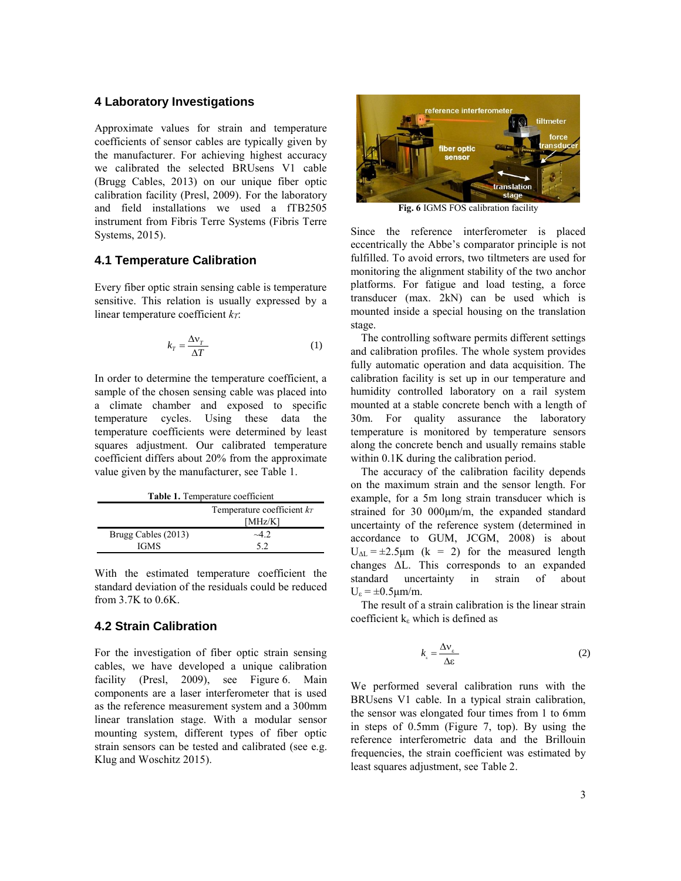## 4 Laboratory Investigations

Approximate values for strain and temperature coefficients of sensor cables are typically given by the manufacturer. For achieving highest accuracy we calibrated the selected BRUsens V1 cable (Brugg Cables, 2013) on our unique fiber optic calibration facility (Presl, 2009). For the laboratory and field installations we used a fTB2505 instrument from Fibris Terre Systems (Fibris Terre Systems, 2015).

### 4.1 Temperature Calibration

Every fiber optic strain sensing cable is temperature sensitive. This relation is usually expressed by a linear temperature coefficient $k_T$:

$$k_T = \frac{\Delta \nu_T}{\Delta T} \tag{1}$$

In order to determine the temperature coefficient, a sample of the chosen sensing cable was placed into a climate chamber and exposed to specific temperature cycles. Using these data the temperature coefficients were determined by least squares adjustment. Our calibrated temperature coefficient differs about 20% from the approximate value given by the manufacturer, see Table 1.

**Table 1.** Temperature coefficient

| | Temperature coefficient $k_T$ [MHz/K] |
|---|---|
| Brugg Cables (2013) | ~4.2 |
| IGMS | 5.2 |

With the estimated temperature coefficient the standard deviation of the residuals could be reduced from 3.7K to 0.6K.

### 4.2 Strain Calibration

For the investigation of fiber optic strain sensing cables, we have developed a unique calibration facility (Presl, 2009), see Figure 6. Main components are a laser interferometer that is used as the reference measurement system and a 300mm linear translation stage. With a modular sensor mounting system, different types of fiber optic strain sensors can be tested and calibrated (see e.g. Klug and Woschitz 2015).

**Fig. 6** IGMS FOS calibration facility

Since the reference interferometer is placed eccentrically the Abbe's comparator principle is not fulfilled. To avoid errors, two tiltmeters are used for monitoring the alignment stability of the two anchor platforms. For fatigue and load testing, a force transducer (max. 2kN) can be used which is mounted inside a special housing on the translation stage.

The controlling software permits different settings and calibration profiles. The whole system provides fully automatic operation and data acquisition. The calibration facility is set up in our temperature and humidity controlled laboratory on a rail system mounted at a stable concrete bench with a length of 30m. For quality assurance the laboratory temperature is monitored by temperature sensors along the concrete bench and usually remains stable within 0.1K during the calibration period.

The accuracy of the calibration facility depends on the maximum strain and the sensor length. For example, for a 5m long strain transducer which is strained for 30 000µm/m, the expanded standard uncertainty of the reference system (determined in accordance to GUM, JCGM, 2008) is about $U_{\Delta L} = \pm 2.5\mu m$ $(k = 2)$ for the measured length changes $\Delta L$. This corresponds to an expanded standard uncertainty in strain of about $U_\varepsilon = \pm 0.5\mu m/m$.

The result of a strain calibration is the linear strain coefficient $k_\varepsilon$ which is defined as

$$k_\varepsilon = \frac{\Delta \nu_\varepsilon}{\Delta \varepsilon} \tag{2}$$

We performed several calibration runs with the BRUsens V1 cable. In a typical strain calibration, the sensor was elongated four times from 1 to 6mm in steps of 0.5mm (Figure 7, top). By using the reference interferometric data and the Brillouin frequencies, the strain coefficient was estimated by least squares adjustment, see Table 2.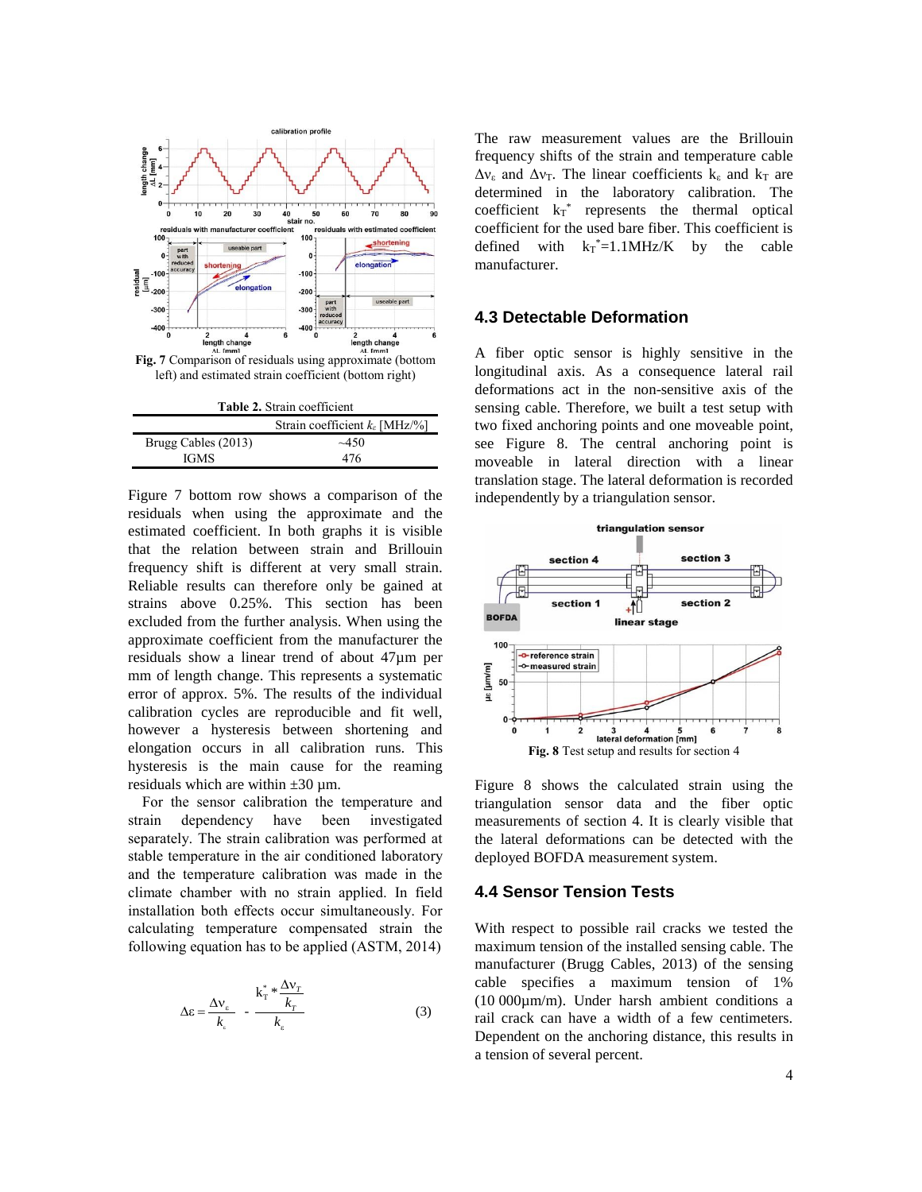Fig. 7 Comparison of residuals using approximate (bottom left) and estimated strain coefficient (bottom right)

Table 2. Strain coefficient

| | Strain coefficient $k_\varepsilon$ [MHz/%] |
|---|---|
| Brugg Cables (2013) | ~450 |
| IGMS | 476 |

Figure 7 bottom row shows a comparison of the residuals when using the approximate and the estimated coefficient. In both graphs it is visible that the relation between strain and Brillouin frequency shift is different at very small strain. Reliable results can therefore only be gained at strains above 0.25%. This section has been excluded from the further analysis. When using the approximate coefficient from the manufacturer the residuals show a linear trend of about 47µm per mm of length change. This represents a systematic error of approx. 5%. The results of the individual calibration cycles are reproducible and fit well, however a hysteresis between shortening and elongation occurs in all calibration runs. This hysteresis is the main cause for the reaming residuals which are within ±30 µm.

For the sensor calibration the temperature and strain dependency have been investigated separately. The strain calibration was performed at stable temperature in the air conditioned laboratory and the temperature calibration was made in the climate chamber with no strain applied. In field installation both effects occur simultaneously. For calculating temperature compensated strain the following equation has to be applied (ASTM, 2014)

$$\Delta\varepsilon = \frac{\Delta\nu_\varepsilon}{k_\varepsilon} - \frac{k_T^* * \frac{\Delta\nu_T}{k_T}}{k_\varepsilon} \tag{3}$$

The raw measurement values are the Brillouin frequency shifts of the strain and temperature cable $\Delta\nu_\varepsilon$ and $\Delta\nu_T$. The linear coefficients $k_\varepsilon$ and $k_T$ are determined in the laboratory calibration. The coefficient $k_T^*$ represents the thermal optical coefficient for the used bare fiber. This coefficient is defined with $k_T^*$=1.1MHz/K by the cable manufacturer.

## 4.3 Detectable Deformation

A fiber optic sensor is highly sensitive in the longitudinal axis. As a consequence lateral rail deformations act in the non-sensitive axis of the sensing cable. Therefore, we built a test setup with two fixed anchoring points and one moveable point, see Figure 8. The central anchoring point is moveable in lateral direction with a linear translation stage. The lateral deformation is recorded independently by a triangulation sensor.

Fig. 8 Test setup and results for section 4

Figure 8 shows the calculated strain using the triangulation sensor data and the fiber optic measurements of section 4. It is clearly visible that the lateral deformations can be detected with the deployed BOFDA measurement system.

## 4.4 Sensor Tension Tests

With respect to possible rail cracks we tested the maximum tension of the installed sensing cable. The manufacturer (Brugg Cables, 2013) of the sensing cable specifies a maximum tension of 1% (10 000µm/m). Under harsh ambient conditions a rail crack can have a width of a few centimeters. Dependent on the anchoring distance, this results in a tension of several percent.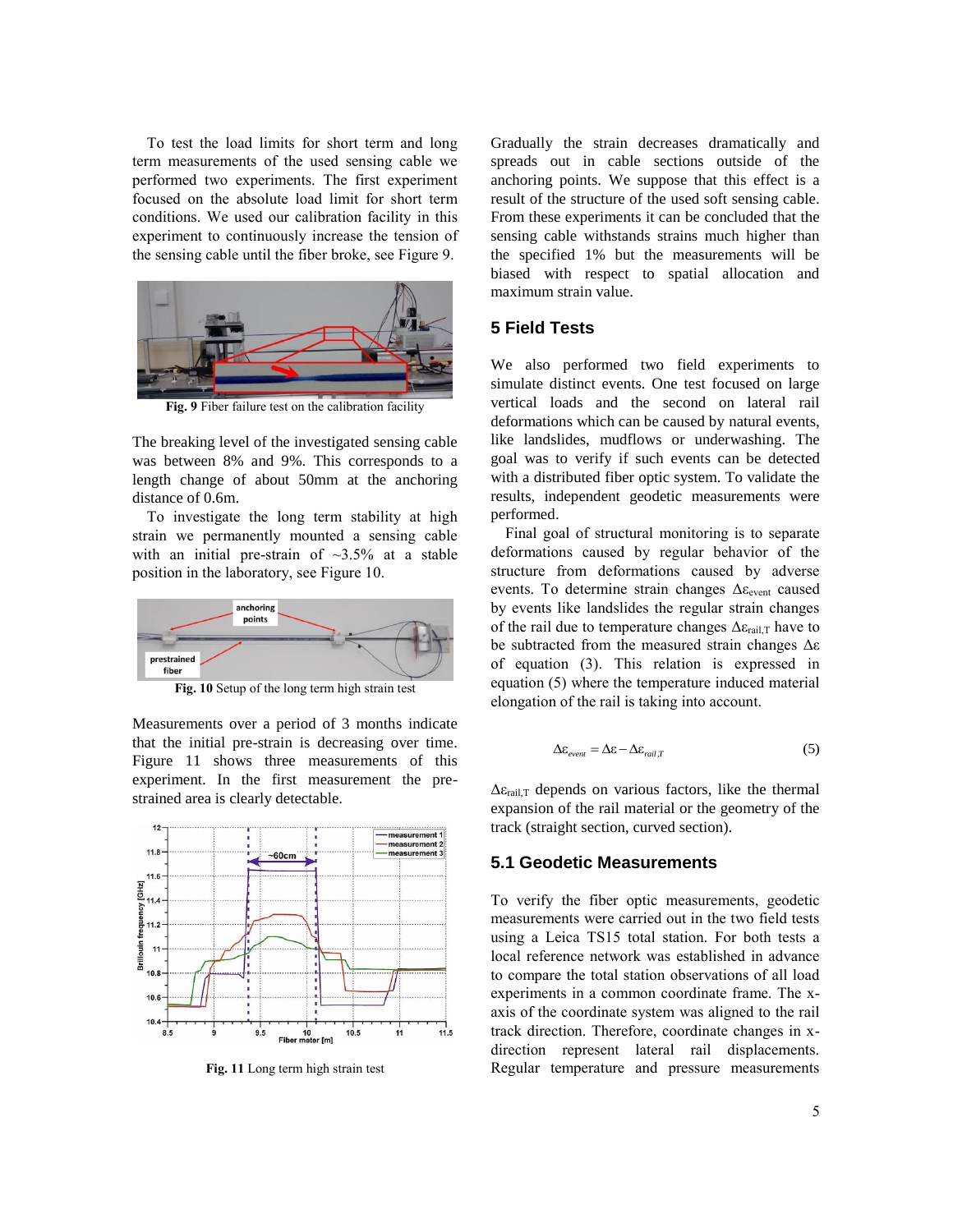To test the load limits for short term and long term measurements of the used sensing cable we performed two experiments. The first experiment focused on the absolute load limit for short term conditions. We used our calibration facility in this experiment to continuously increase the tension of the sensing cable until the fiber broke, see Figure 9.

**Fig. 9** Fiber failure test on the calibration facility

The breaking level of the investigated sensing cable was between 8% and 9%. This corresponds to a length change of about 50mm at the anchoring distance of 0.6m.

To investigate the long term stability at high strain we permanently mounted a sensing cable with an initial pre-strain of ~3.5% at a stable position in the laboratory, see Figure 10.

**Fig. 10** Setup of the long term high strain test

Measurements over a period of 3 months indicate that the initial pre-strain is decreasing over time. Figure 11 shows three measurements of this experiment. In the first measurement the pre-strained area is clearly detectable.

**Fig. 11** Long term high strain test

Gradually the strain decreases dramatically and spreads out in cable sections outside of the anchoring points. We suppose that this effect is a result of the structure of the used soft sensing cable. From these experiments it can be concluded that the sensing cable withstands strains much higher than the specified 1% but the measurements will be biased with respect to spatial allocation and maximum strain value.

## 5 Field Tests

We also performed two field experiments to simulate distinct events. One test focused on large vertical loads and the second on lateral rail deformations which can be caused by natural events, like landslides, mudflows or underwashing. The goal was to verify if such events can be detected with a distributed fiber optic system. To validate the results, independent geodetic measurements were performed.

Final goal of structural monitoring is to separate deformations caused by regular behavior of the structure from deformations caused by adverse events. To determine strain changes $\Delta\varepsilon_{event}$ caused by events like landslides the regular strain changes of the rail due to temperature changes $\Delta\varepsilon_{rail,T}$ have to be subtracted from the measured strain changes $\Delta\varepsilon$ of equation (3). This relation is expressed in equation (5) where the temperature induced material elongation of the rail is taking into account.

$$\Delta\varepsilon_{event} = \Delta\varepsilon - \Delta\varepsilon_{rail,T} \tag{5}$$

$\Delta\varepsilon_{rail,T}$ depends on various factors, like the thermal expansion of the rail material or the geometry of the track (straight section, curved section).

### 5.1 Geodetic Measurements

To verify the fiber optic measurements, geodetic measurements were carried out in the two field tests using a Leica TS15 total station. For both tests a local reference network was established in advance to compare the total station observations of all load experiments in a common coordinate frame. The x-axis of the coordinate system was aligned to the rail track direction. Therefore, coordinate changes in x-direction represent lateral rail displacements. Regular temperature and pressure measurements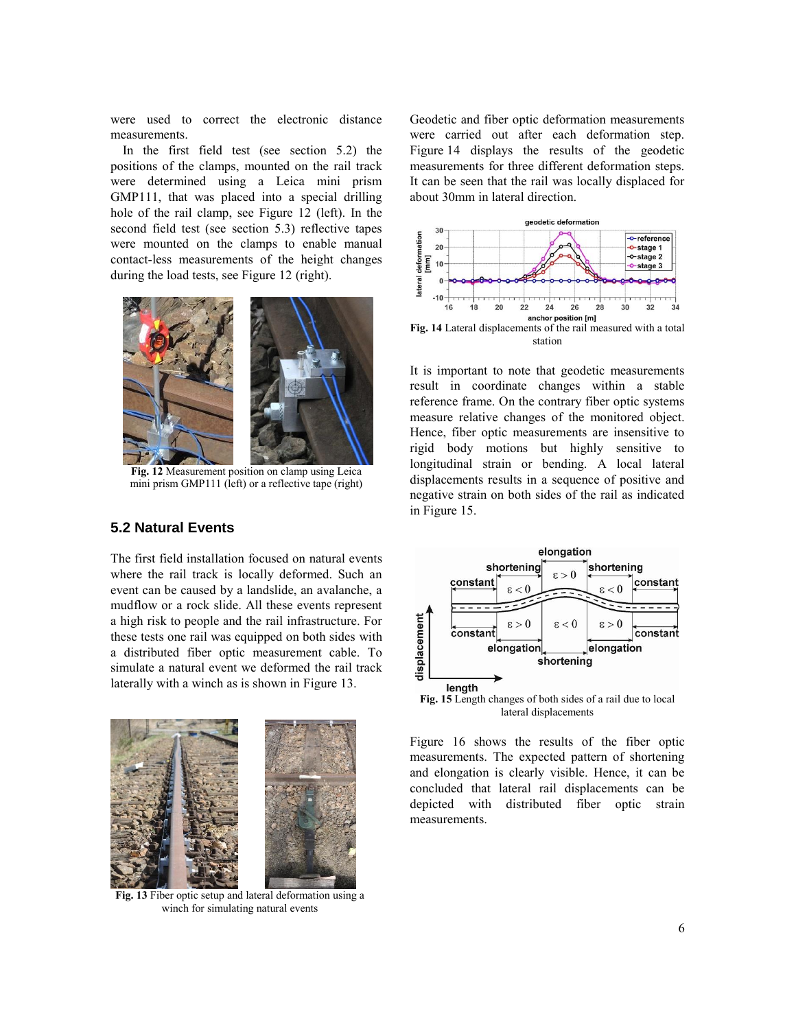were used to correct the electronic distance measurements.

In the first field test (see section 5.2) the positions of the clamps, mounted on the rail track were determined using a Leica mini prism GMP111, that was placed into a special drilling hole of the rail clamp, see Figure 12 (left). In the second field test (see section 5.3) reflective tapes were mounted on the clamps to enable manual contact-less measurements of the height changes during the load tests, see Figure 12 (right).

**Fig. 12** Measurement position on clamp using Leica mini prism GMP111 (left) or a reflective tape (right)

## 5.2 Natural Events

The first field installation focused on natural events where the rail track is locally deformed. Such an event can be caused by a landslide, an avalanche, a mudflow or a rock slide. All these events represent a high risk to people and the rail infrastructure. For these tests one rail was equipped on both sides with a distributed fiber optic measurement cable. To simulate a natural event we deformed the rail track laterally with a winch as is shown in Figure 13.

**Fig. 13** Fiber optic setup and lateral deformation using a winch for simulating natural events

Geodetic and fiber optic deformation measurements were carried out after each deformation step. Figure 14 displays the results of the geodetic measurements for three different deformation steps. It can be seen that the rail was locally displaced for about 30mm in lateral direction.

**Fig. 14** Lateral displacements of the rail measured with a total station

It is important to note that geodetic measurements result in coordinate changes within a stable reference frame. On the contrary fiber optic systems measure relative changes of the monitored object. Hence, fiber optic measurements are insensitive to rigid body motions but highly sensitive to longitudinal strain or bending. A local lateral displacements results in a sequence of positive and negative strain on both sides of the rail as indicated in Figure 15.

**Fig. 15** Length changes of both sides of a rail due to local lateral displacements

Figure 16 shows the results of the fiber optic measurements. The expected pattern of shortening and elongation is clearly visible. Hence, it can be concluded that lateral rail displacements can be depicted with distributed fiber optic strain measurements.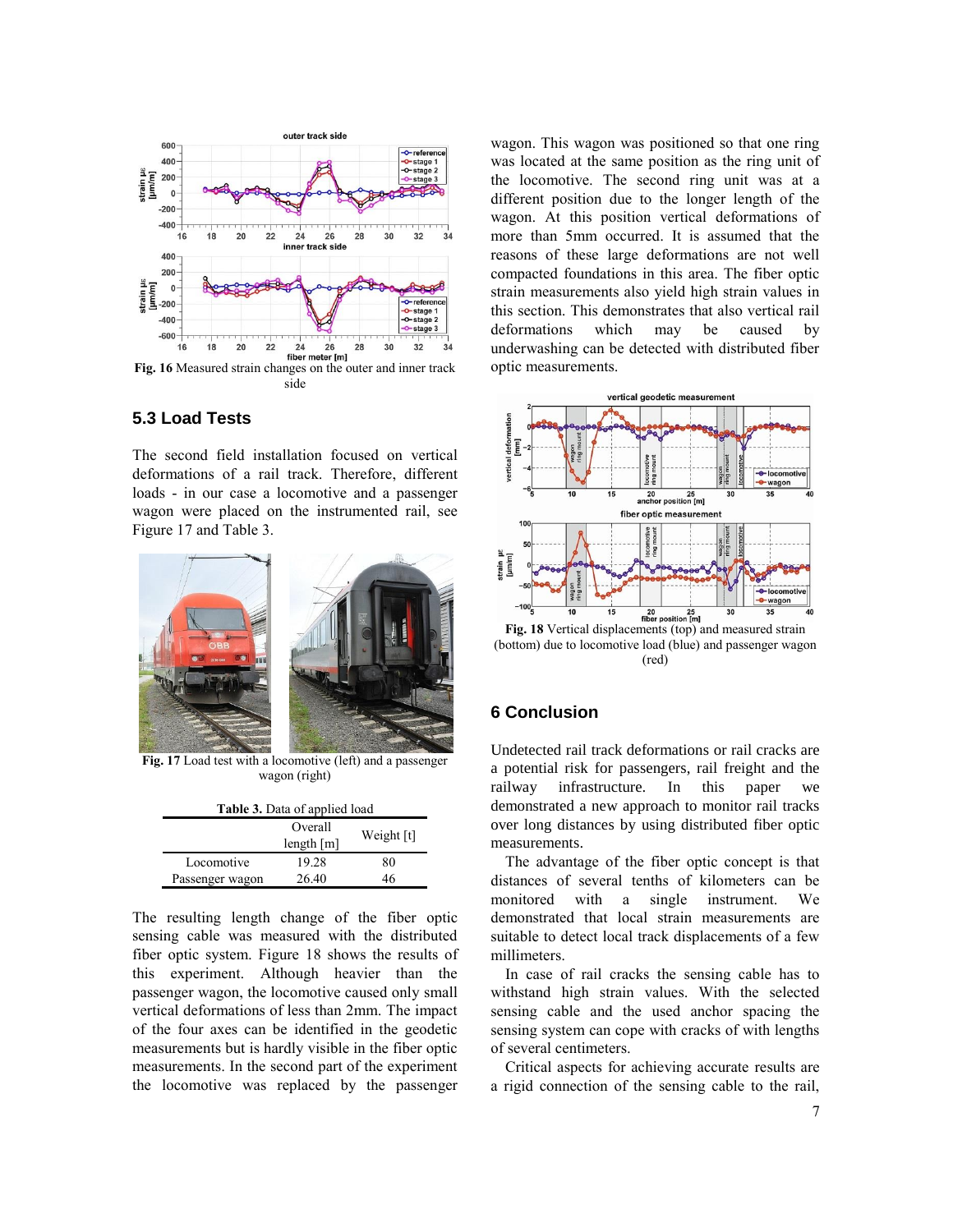Fig. 16 Measured strain changes on the outer and inner track side

## 5.3 Load Tests

The second field installation focused on vertical deformations of a rail track. Therefore, different loads - in our case a locomotive and a passenger wagon were placed on the instrumented rail, see Figure 17 and Table 3.

**Fig. 17** Load test with a locomotive (left) and a passenger wagon (right)

**Table 3.** Data of applied load

| | Overall length [m] | Weight [t] |
|---|---|---|
| Locomotive | 19.28 | 80 |
| Passenger wagon | 26.40 | 46 |

The resulting length change of the fiber optic sensing cable was measured with the distributed fiber optic system. Figure 18 shows the results of this experiment. Although heavier than the passenger wagon, the locomotive caused only small vertical deformations of less than 2mm. The impact of the four axes can be identified in the geodetic measurements but is hardly visible in the fiber optic measurements. In the second part of the experiment the locomotive was replaced by the passenger wagon. This wagon was positioned so that one ring was located at the same position as the ring unit of the locomotive. The second ring unit was at a different position due to the longer length of the wagon. At this position vertical deformations of more than 5mm occurred. It is assumed that the reasons of these large deformations are not well compacted foundations in this area. The fiber optic strain measurements also yield high strain values in this section. This demonstrates that also vertical rail deformations which may be caused by underwashing can be detected with distributed fiber optic measurements.

**Fig. 18** Vertical displacements (top) and measured strain (bottom) due to locomotive load (blue) and passenger wagon (red)

## 6 Conclusion

Undetected rail track deformations or rail cracks are a potential risk for passengers, rail freight and the railway infrastructure. In this paper we demonstrated a new approach to monitor rail tracks over long distances by using distributed fiber optic measurements.

The advantage of the fiber optic concept is that distances of several tenths of kilometers can be monitored with a single instrument. We demonstrated that local strain measurements are suitable to detect local track displacements of a few millimeters.

In case of rail cracks the sensing cable has to withstand high strain values. With the selected sensing cable and the used anchor spacing the sensing system can cope with cracks of with lengths of several centimeters.

Critical aspects for achieving accurate results are a rigid connection of the sensing cable to the rail,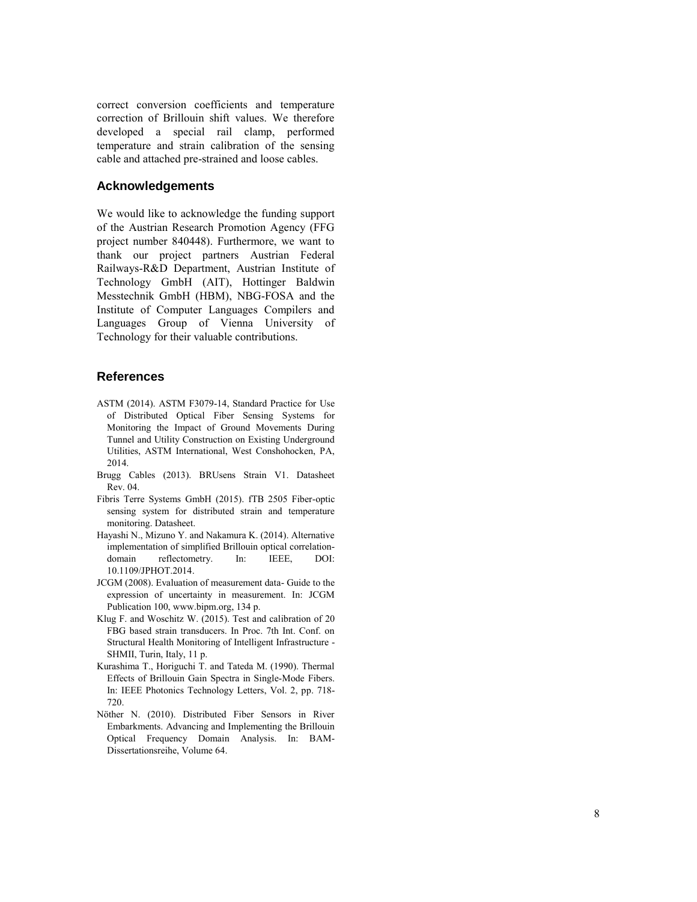correct conversion coefficients and temperature correction of Brillouin shift values. We therefore developed a special rail clamp, performed temperature and strain calibration of the sensing cable and attached pre-strained and loose cables.

## Acknowledgements

We would like to acknowledge the funding support of the Austrian Research Promotion Agency (FFG project number 840448). Furthermore, we want to thank our project partners Austrian Federal Railways-R&D Department, Austrian Institute of Technology GmbH (AIT), Hottinger Baldwin Messtechnik GmbH (HBM), NBG-FOSA and the Institute of Computer Languages Compilers and Languages Group of Vienna University of Technology for their valuable contributions.

## References

ASTM (2014). ASTM F3079-14, Standard Practice for Use of Distributed Optical Fiber Sensing Systems for Monitoring the Impact of Ground Movements During Tunnel and Utility Construction on Existing Underground Utilities, ASTM International, West Conshohocken, PA, 2014.

Brugg Cables (2013). BRUsens Strain V1. Datasheet Rev. 04.

Fibris Terre Systems GmbH (2015). fTB 2505 Fiber-optic sensing system for distributed strain and temperature monitoring. Datasheet.

Hayashi N., Mizuno Y. and Nakamura K. (2014). Alternative implementation of simplified Brillouin optical correlation-domain reflectometry. In: IEEE, DOI: 10.1109/JPHOT.2014.

JCGM (2008). Evaluation of measurement data- Guide to the expression of uncertainty in measurement. In: JCGM Publication 100, www.bipm.org, 134 p.

Klug F. and Woschitz W. (2015). Test and calibration of 20 FBG based strain transducers. In Proc. 7th Int. Conf. on Structural Health Monitoring of Intelligent Infrastructure - SHMII, Turin, Italy, 11 p.

Kurashima T., Horiguchi T. and Tateda M. (1990). Thermal Effects of Brillouin Gain Spectra in Single-Mode Fibers. In: IEEE Photonics Technology Letters, Vol. 2, pp. 718-720.

Nöther N. (2010). Distributed Fiber Sensors in River Embarkments. Advancing and Implementing the Brillouin Optical Frequency Domain Analysis. In: BAM-Dissertationsreihe, Volume 64.